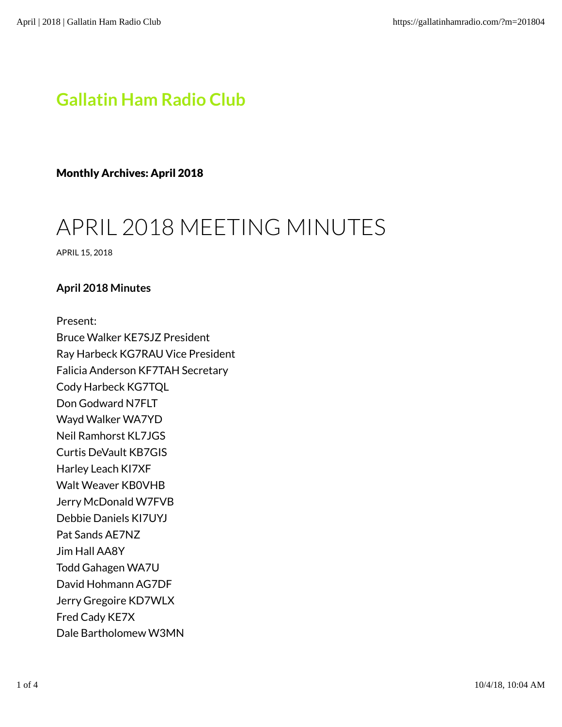# Gallatin Ham Radio Club

**Monthly Archives: April 2018**

## APRIL 2018 MEETING MINUTES

APRIL 15, 2018

**April 2018 Minutes**

Present:
Bruce Walker KE7SJZ President
Ray Harbeck KG7RAU Vice President
Falicia Anderson KF7TAH Secretary
Cody Harbeck KG7TQL
Don Godward N7FLT
Wayd Walker WA7YD
Neil Ramhorst KL7JGS
Curtis DeVault KB7GIS
Harley Leach KI7XF
Walt Weaver KB0VHB
Jerry McDonald W7FVB
Debbie Daniels KI7UYJ
Pat Sands AE7NZ
Jim Hall AA8Y
Todd Gahagen WA7U
David Hohmann AG7DF
Jerry Gregoire KD7WLX
Fred Cady KE7X
Dale Bartholomew W3MN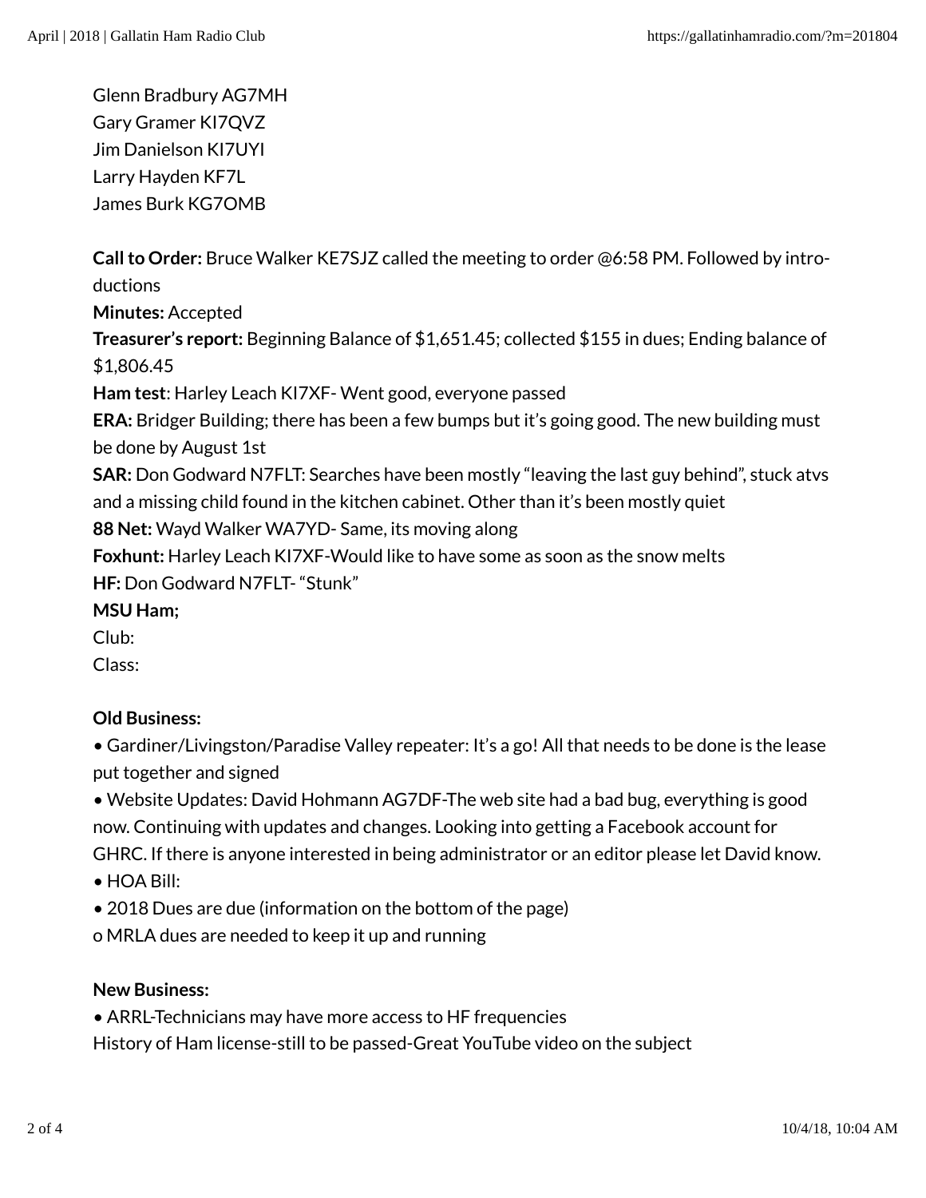Glenn Bradbury AG7MH
Gary Gramer KI7QVZ
Jim Danielson KI7UYI
Larry Hayden KF7L
James Burk KG7OMB

**Call to Order:** Bruce Walker KE7SJZ called the meeting to order @6:58 PM. Followed by introductions
**Minutes:** Accepted
**Treasurer's report:** Beginning Balance of $1,651.45; collected $155 in dues; Ending balance of $1,806.45
**Ham test**: Harley Leach KI7XF- Went good, everyone passed
**ERA:** Bridger Building; there has been a few bumps but it's going good. The new building must be done by August 1st
**SAR:** Don Godward N7FLT: Searches have been mostly "leaving the last guy behind", stuck atvs and a missing child found in the kitchen cabinet. Other than it's been mostly quiet
**88 Net:** Wayd Walker WA7YD- Same, its moving along
**Foxhunt:** Harley Leach KI7XF-Would like to have some as soon as the snow melts
**HF:** Don Godward N7FLT- "Stunk"
**MSU Ham;**
Club:
Class:

**Old Business:**
• Gardiner/Livingston/Paradise Valley repeater: It's a go! All that needs to be done is the lease put together and signed
• Website Updates: David Hohmann AG7DF-The web site had a bad bug, everything is good now. Continuing with updates and changes. Looking into getting a Facebook account for GHRC. If there is anyone interested in being administrator or an editor please let David know.
• HOA Bill:
• 2018 Dues are due (information on the bottom of the page)
o MRLA dues are needed to keep it up and running

**New Business:**
• ARRL-Technicians may have more access to HF frequencies
History of Ham license-still to be passed-Great YouTube video on the subject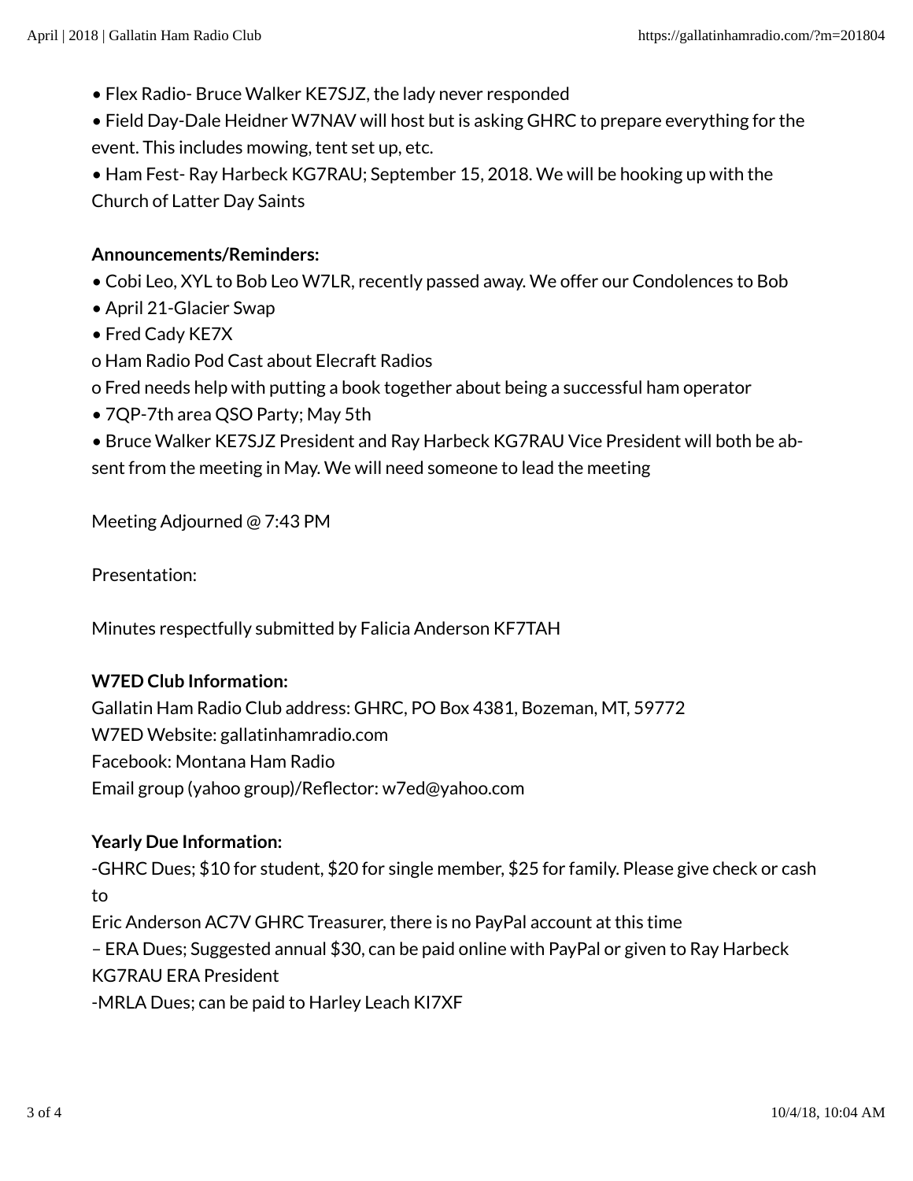- Flex Radio- Bruce Walker KE7SJZ, the lady never responded
- Field Day-Dale Heidner W7NAV will host but is asking GHRC to prepare everything for the event. This includes mowing, tent set up, etc.
- Ham Fest- Ray Harbeck KG7RAU; September 15, 2018. We will be hooking up with the Church of Latter Day Saints

**Announcements/Reminders:**

- Cobi Leo, XYL to Bob Leo W7LR, recently passed away. We offer our Condolences to Bob
- April 21-Glacier Swap
- Fred Cady KE7X

o Ham Radio Pod Cast about Elecraft Radios

o Fred needs help with putting a book together about being a successful ham operator

- 7QP-7th area QSO Party; May 5th
- Bruce Walker KE7SJZ President and Ray Harbeck KG7RAU Vice President will both be absent from the meeting in May. We will need someone to lead the meeting

Meeting Adjourned @ 7:43 PM

Presentation:

Minutes respectfully submitted by Falicia Anderson KF7TAH

**W7ED Club Information:**

Gallatin Ham Radio Club address: GHRC, PO Box 4381, Bozeman, MT, 59772
W7ED Website: gallatinhamradio.com
Facebook: Montana Ham Radio
Email group (yahoo group)/Reflector: w7ed@yahoo.com

**Yearly Due Information:**

-GHRC Dues; $10 for student, $20 for single member, $25 for family. Please give check or cash to
Eric Anderson AC7V GHRC Treasurer, there is no PayPal account at this time
– ERA Dues; Suggested annual $30, can be paid online with PayPal or given to Ray Harbeck KG7RAU ERA President
-MRLA Dues; can be paid to Harley Leach KI7XF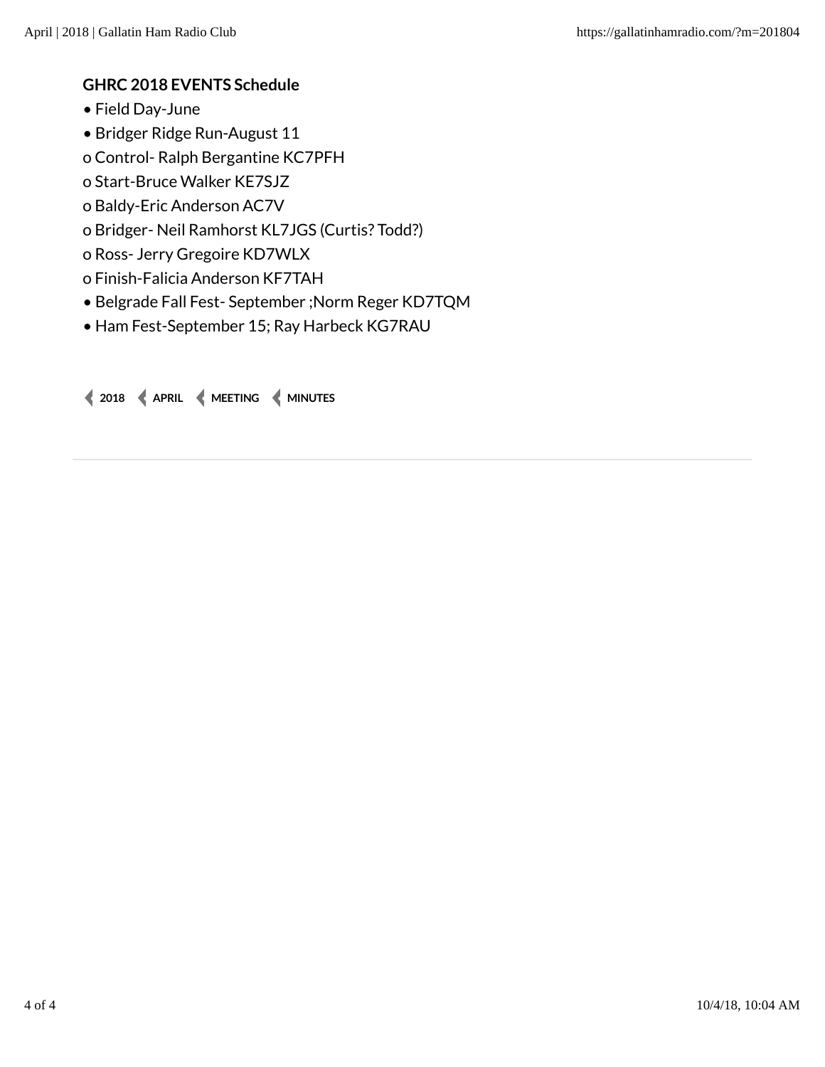**GHRC 2018 EVENTS Schedule**

- Field Day-June
- Bridger Ridge Run-August 11
  - Control- Ralph Bergantine KC7PFH
  - Start-Bruce Walker KE7SJZ
  - Baldy-Eric Anderson AC7V
  - Bridger- Neil Ramhorst KL7JGS (Curtis? Todd?)
  - Ross- Jerry Gregoire KD7WLX
  - Finish-Falicia Anderson KF7TAH
- Belgrade Fall Fest- September ;Norm Reger KD7TQM
- Ham Fest-September 15; Ray Harbeck KG7RAU

2018 APRIL MEETING MINUTES